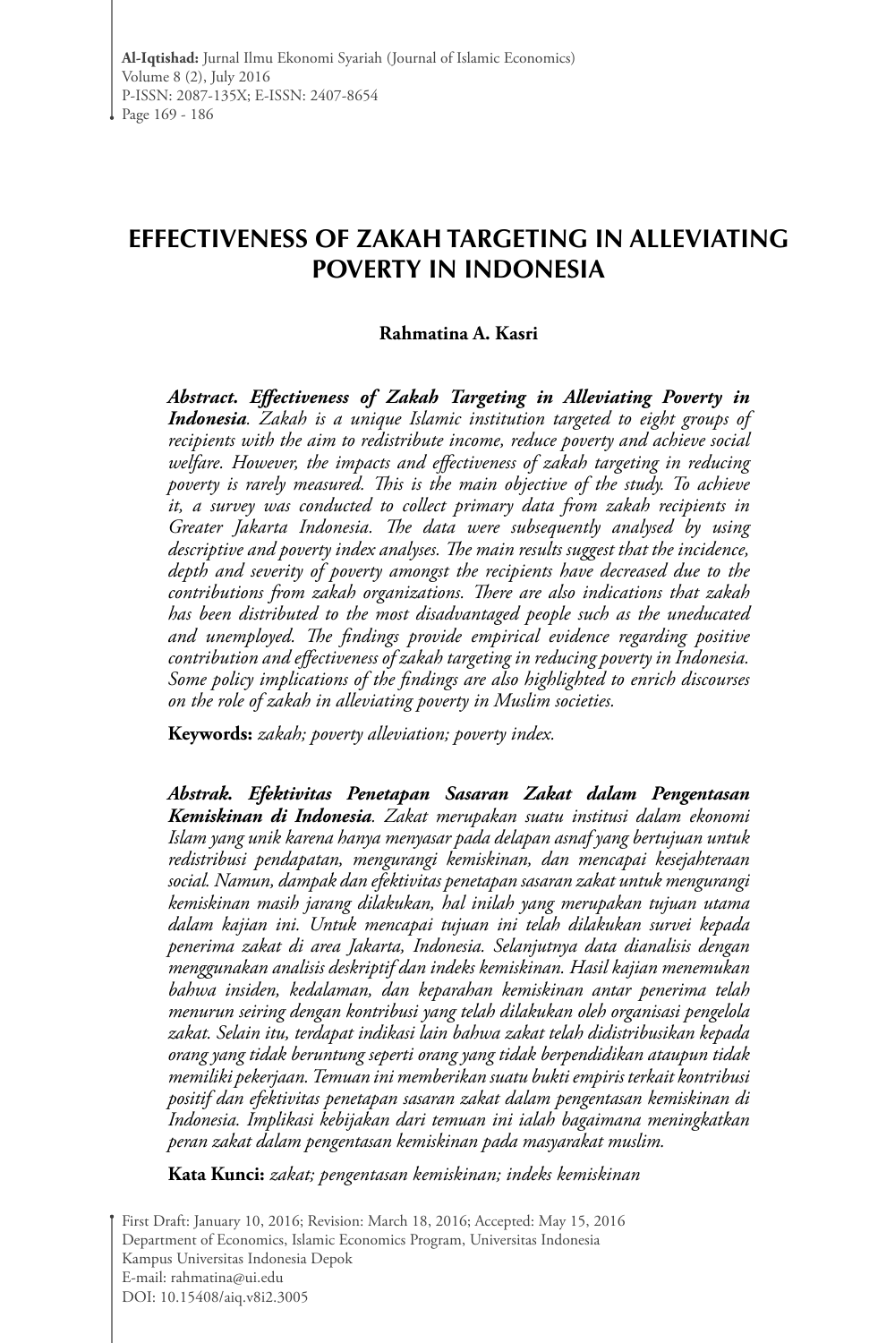# EFFECTIVENESS OF ZAKAH TARGETING IN ALLEVIATING POVERTY IN INDONESIA

**Rahmatina A. Kasri**

***Abstract. Effectiveness of Zakah Targeting in Alleviating Poverty in Indonesia****. Zakah is a unique Islamic institution targeted to eight groups of recipients with the aim to redistribute income, reduce poverty and achieve social welfare. However, the impacts and effectiveness of zakah targeting in reducing poverty is rarely measured. This is the main objective of the study. To achieve it, a survey was conducted to collect primary data from zakah recipients in Greater Jakarta Indonesia. The data were subsequently analysed by using descriptive and poverty index analyses. The main results suggest that the incidence, depth and severity of poverty amongst the recipients have decreased due to the contributions from zakah organizations. There are also indications that zakah has been distributed to the most disadvantaged people such as the uneducated and unemployed. The findings provide empirical evidence regarding positive contribution and effectiveness of zakah targeting in reducing poverty in Indonesia. Some policy implications of the findings are also highlighted to enrich discourses on the role of zakah in alleviating poverty in Muslim societies.*

**Keywords:** *zakah; poverty alleviation; poverty index.*

***Abstrak. Efektivitas Penetapan Sasaran Zakat dalam Pengentasan Kemiskinan di Indonesia****. Zakat merupakan suatu institusi dalam ekonomi Islam yang unik karena hanya menyasar pada delapan asnaf yang bertujuan untuk redistribusi pendapatan, mengurangi kemiskinan, dan mencapai kesejahteraan social. Namun, dampak dan efektivitas penetapan sasaran zakat untuk mengurangi kemiskinan masih jarang dilakukan, hal inilah yang merupakan tujuan utama dalam kajian ini. Untuk mencapai tujuan ini telah dilakukan survei kepada penerima zakat di area Jakarta, Indonesia. Selanjutnya data dianalisis dengan menggunakan analisis deskriptif dan indeks kemiskinan. Hasil kajian menemukan bahwa insiden, kedalaman, dan keparahan kemiskinan antar penerima telah menurun seiring dengan kontribusi yang telah dilakukan oleh organisasi pengelola zakat. Selain itu, terdapat indikasi lain bahwa zakat telah didistribusikan kepada orang yang tidak beruntung seperti orang yang tidak berpendidikan ataupun tidak memiliki pekerjaan. Temuan ini memberikan suatu bukti empiris terkait kontribusi positif dan efektivitas penetapan sasaran zakat dalam pengentasan kemiskinan di Indonesia. Implikasi kebijakan dari temuan ini ialah bagaimana meningkatkan peran zakat dalam pengentasan kemiskinan pada masyarakat muslim.*

**Kata Kunci:** *zakat; pengentasan kemiskinan; indeks kemiskinan*

First Draft: January 10, 2016; Revision: March 18, 2016; Accepted: May 15, 2016
Department of Economics, Islamic Economics Program, Universitas Indonesia
Kampus Universitas Indonesia Depok
E-mail: rahmatina@ui.edu
DOI: 10.15408/aiq.v8i2.3005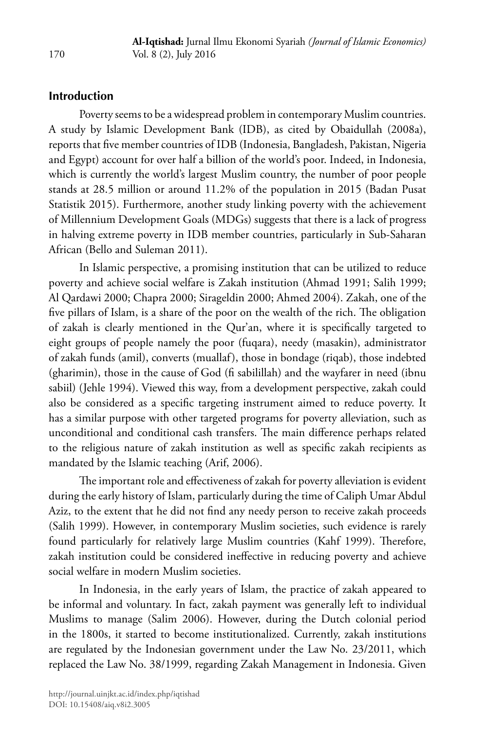## Introduction

Poverty seems to be a widespread problem in contemporary Muslim countries. A study by Islamic Development Bank (IDB), as cited by Obaidullah (2008a), reports that five member countries of IDB (Indonesia, Bangladesh, Pakistan, Nigeria and Egypt) account for over half a billion of the world's poor. Indeed, in Indonesia, which is currently the world's largest Muslim country, the number of poor people stands at 28.5 million or around 11.2% of the population in 2015 (Badan Pusat Statistik 2015). Furthermore, another study linking poverty with the achievement of Millennium Development Goals (MDGs) suggests that there is a lack of progress in halving extreme poverty in IDB member countries, particularly in Sub-Saharan African (Bello and Suleman 2011).

In Islamic perspective, a promising institution that can be utilized to reduce poverty and achieve social welfare is Zakah institution (Ahmad 1991; Salih 1999; Al Qardawi 2000; Chapra 2000; Sirageldin 2000; Ahmed 2004). Zakah, one of the five pillars of Islam, is a share of the poor on the wealth of the rich. The obligation of zakah is clearly mentioned in the Qur'an, where it is specifically targeted to eight groups of people namely the poor (fuqara), needy (masakin), administrator of zakah funds (amil), converts (muallaf), those in bondage (riqab), those indebted (gharimin), those in the cause of God (fi sabilillah) and the wayfarer in need (ibnu sabiil) (Jehle 1994). Viewed this way, from a development perspective, zakah could also be considered as a specific targeting instrument aimed to reduce poverty. It has a similar purpose with other targeted programs for poverty alleviation, such as unconditional and conditional cash transfers. The main difference perhaps related to the religious nature of zakah institution as well as specific zakah recipients as mandated by the Islamic teaching (Arif, 2006).

The important role and effectiveness of zakah for poverty alleviation is evident during the early history of Islam, particularly during the time of Caliph Umar Abdul Aziz, to the extent that he did not find any needy person to receive zakah proceeds (Salih 1999). However, in contemporary Muslim societies, such evidence is rarely found particularly for relatively large Muslim countries (Kahf 1999). Therefore, zakah institution could be considered ineffective in reducing poverty and achieve social welfare in modern Muslim societies.

In Indonesia, in the early years of Islam, the practice of zakah appeared to be informal and voluntary. In fact, zakah payment was generally left to individual Muslims to manage (Salim 2006). However, during the Dutch colonial period in the 1800s, it started to become institutionalized. Currently, zakah institutions are regulated by the Indonesian government under the Law No. 23/2011, which replaced the Law No. 38/1999, regarding Zakah Management in Indonesia. Given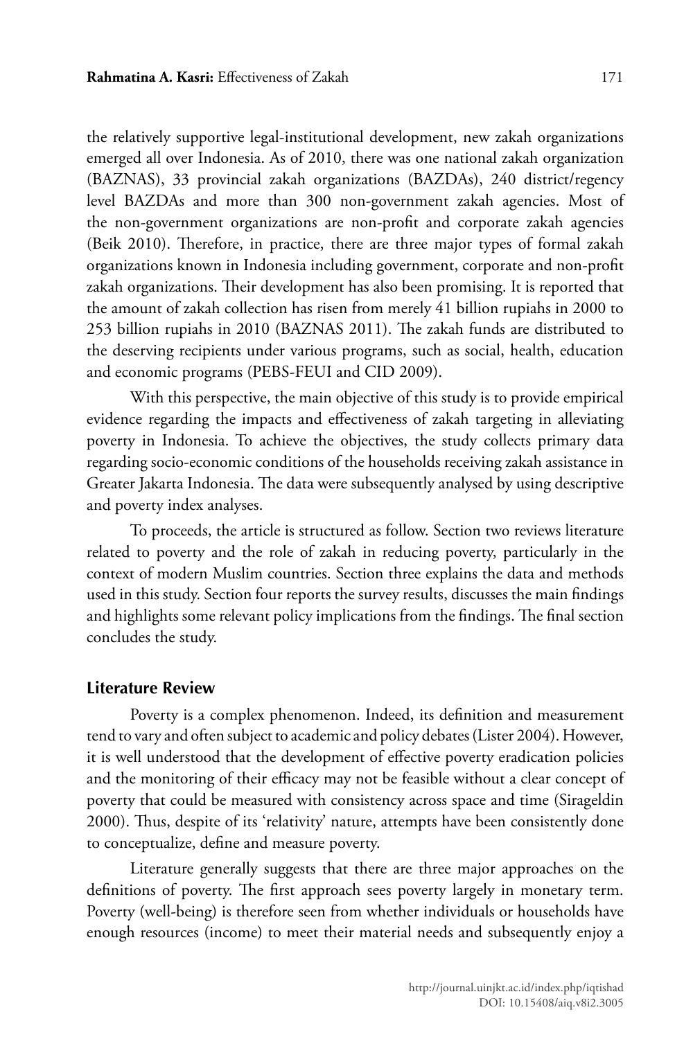the relatively supportive legal-institutional development, new zakah organizations emerged all over Indonesia. As of 2010, there was one national zakah organization (BAZNAS), 33 provincial zakah organizations (BAZDAs), 240 district/regency level BAZDAs and more than 300 non-government zakah agencies. Most of the non-government organizations are non-profit and corporate zakah agencies (Beik 2010). Therefore, in practice, there are three major types of formal zakah organizations known in Indonesia including government, corporate and non-profit zakah organizations. Their development has also been promising. It is reported that the amount of zakah collection has risen from merely 41 billion rupiahs in 2000 to 253 billion rupiahs in 2010 (BAZNAS 2011). The zakah funds are distributed to the deserving recipients under various programs, such as social, health, education and economic programs (PEBS-FEUI and CID 2009).

With this perspective, the main objective of this study is to provide empirical evidence regarding the impacts and effectiveness of zakah targeting in alleviating poverty in Indonesia. To achieve the objectives, the study collects primary data regarding socio-economic conditions of the households receiving zakah assistance in Greater Jakarta Indonesia. The data were subsequently analysed by using descriptive and poverty index analyses.

To proceeds, the article is structured as follow. Section two reviews literature related to poverty and the role of zakah in reducing poverty, particularly in the context of modern Muslim countries. Section three explains the data and methods used in this study. Section four reports the survey results, discusses the main findings and highlights some relevant policy implications from the findings. The final section concludes the study.

## Literature Review

Poverty is a complex phenomenon. Indeed, its definition and measurement tend to vary and often subject to academic and policy debates (Lister 2004). However, it is well understood that the development of effective poverty eradication policies and the monitoring of their efficacy may not be feasible without a clear concept of poverty that could be measured with consistency across space and time (Sirageldin 2000). Thus, despite of its 'relativity' nature, attempts have been consistently done to conceptualize, define and measure poverty.

Literature generally suggests that there are three major approaches on the definitions of poverty. The first approach sees poverty largely in monetary term. Poverty (well-being) is therefore seen from whether individuals or households have enough resources (income) to meet their material needs and subsequently enjoy a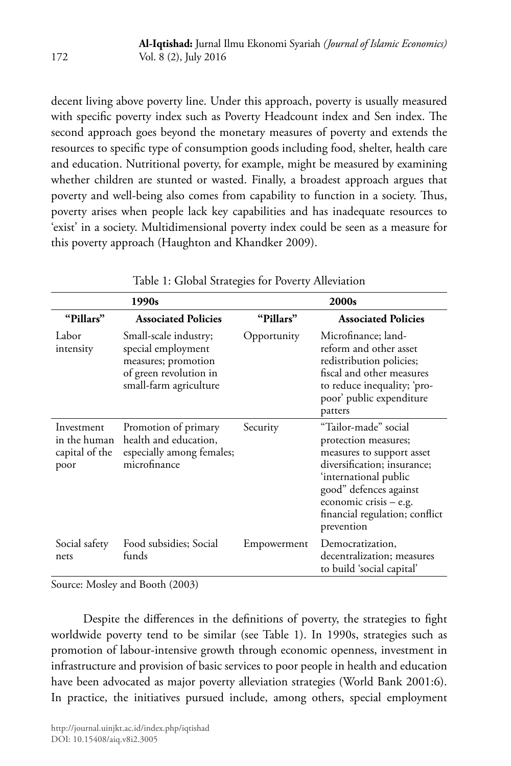decent living above poverty line. Under this approach, poverty is usually measured with specific poverty index such as Poverty Headcount index and Sen index. The second approach goes beyond the monetary measures of poverty and extends the resources to specific type of consumption goods including food, shelter, health care and education. Nutritional poverty, for example, might be measured by examining whether children are stunted or wasted. Finally, a broadest approach argues that poverty and well-being also comes from capability to function in a society. Thus, poverty arises when people lack key capabilities and has inadequate resources to 'exist' in a society. Multidimensional poverty index could be seen as a measure for this poverty approach (Haughton and Khandker 2009).

Table 1: Global Strategies for Poverty Alleviation

| 1990s | | 2000s | |
|---|---|---|---|
| **"Pillars"** | **Associated Policies** | **"Pillars"** | **Associated Policies** |
| Labor intensity | Small-scale industry; special employment measures; promotion of green revolution in small-farm agriculture | Opportunity | Microfinance; land-reform and other asset redistribution policies; fiscal and other measures to reduce inequality; 'pro-poor' public expenditure patters |
| Investment in the human capital of the poor | Promotion of primary health and education, especially among females; microfinance | Security | "Tailor-made" social protection measures; measures to support asset diversification; insurance; 'international public good" defences against economic crisis – e.g. financial regulation; conflict prevention |
| Social safety nets | Food subsidies; Social funds | Empowerment | Democratization, decentralization; measures to build 'social capital' |

Source: Mosley and Booth (2003)

Despite the differences in the definitions of poverty, the strategies to fight worldwide poverty tend to be similar (see Table 1). In 1990s, strategies such as promotion of labour-intensive growth through economic openness, investment in infrastructure and provision of basic services to poor people in health and education have been advocated as major poverty alleviation strategies (World Bank 2001:6). In practice, the initiatives pursued include, among others, special employment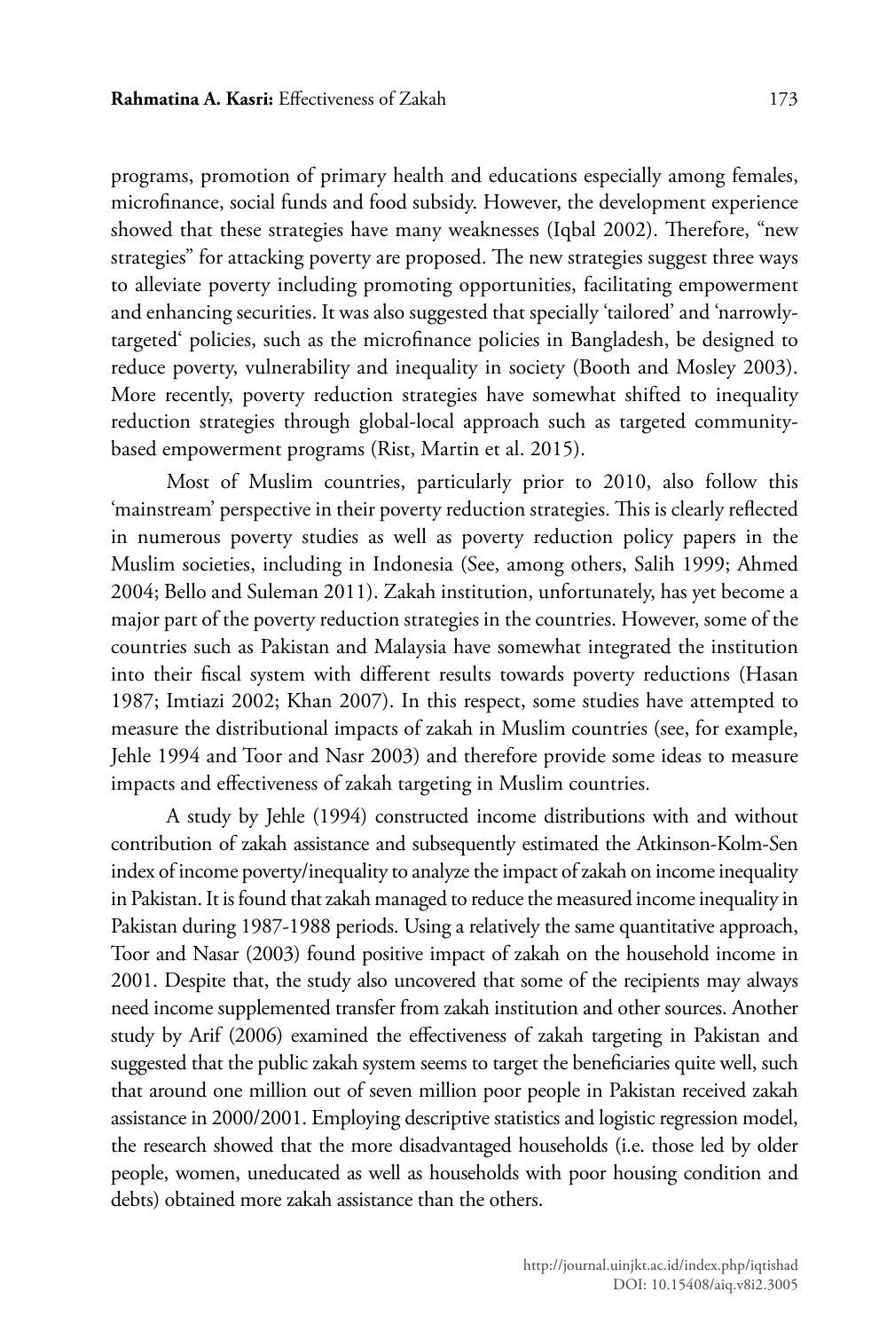programs, promotion of primary health and educations especially among females, microfinance, social funds and food subsidy. However, the development experience showed that these strategies have many weaknesses (Iqbal 2002). Therefore, "new strategies" for attacking poverty are proposed. The new strategies suggest three ways to alleviate poverty including promoting opportunities, facilitating empowerment and enhancing securities. It was also suggested that specially 'tailored' and 'narrowly-targeted' policies, such as the microfinance policies in Bangladesh, be designed to reduce poverty, vulnerability and inequality in society (Booth and Mosley 2003). More recently, poverty reduction strategies have somewhat shifted to inequality reduction strategies through global-local approach such as targeted community-based empowerment programs (Rist, Martin et al. 2015).

Most of Muslim countries, particularly prior to 2010, also follow this 'mainstream' perspective in their poverty reduction strategies. This is clearly reflected in numerous poverty studies as well as poverty reduction policy papers in the Muslim societies, including in Indonesia (See, among others, Salih 1999; Ahmed 2004; Bello and Suleman 2011). Zakah institution, unfortunately, has yet become a major part of the poverty reduction strategies in the countries. However, some of the countries such as Pakistan and Malaysia have somewhat integrated the institution into their fiscal system with different results towards poverty reductions (Hasan 1987; Imtiazi 2002; Khan 2007). In this respect, some studies have attempted to measure the distributional impacts of zakah in Muslim countries (see, for example, Jehle 1994 and Toor and Nasr 2003) and therefore provide some ideas to measure impacts and effectiveness of zakah targeting in Muslim countries.

A study by Jehle (1994) constructed income distributions with and without contribution of zakah assistance and subsequently estimated the Atkinson-Kolm-Sen index of income poverty/inequality to analyze the impact of zakah on income inequality in Pakistan. It is found that zakah managed to reduce the measured income inequality in Pakistan during 1987-1988 periods. Using a relatively the same quantitative approach, Toor and Nasar (2003) found positive impact of zakah on the household income in 2001. Despite that, the study also uncovered that some of the recipients may always need income supplemented transfer from zakah institution and other sources. Another study by Arif (2006) examined the effectiveness of zakah targeting in Pakistan and suggested that the public zakah system seems to target the beneficiaries quite well, such that around one million out of seven million poor people in Pakistan received zakah assistance in 2000/2001. Employing descriptive statistics and logistic regression model, the research showed that the more disadvantaged households (i.e. those led by older people, women, uneducated as well as households with poor housing condition and debts) obtained more zakah assistance than the others.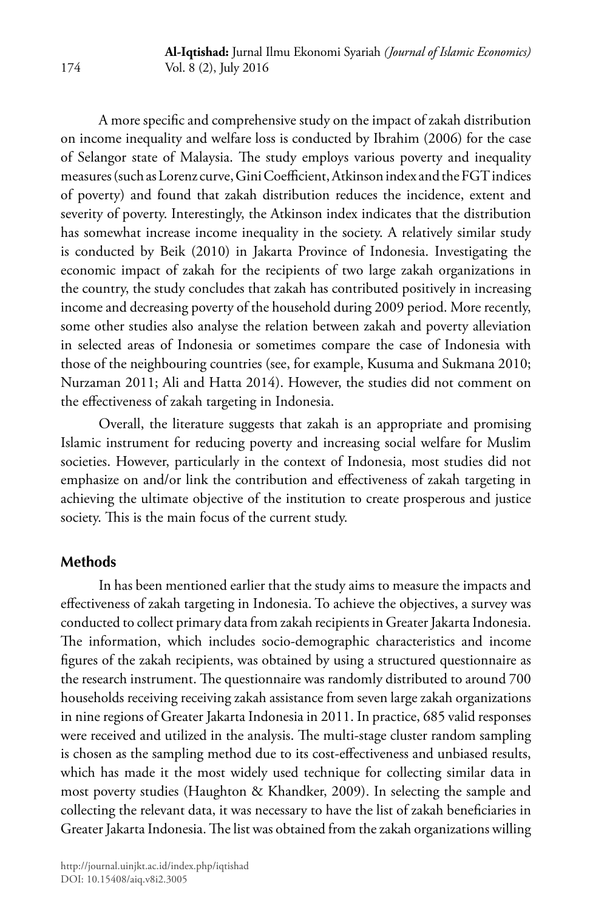A more specific and comprehensive study on the impact of zakah distribution on income inequality and welfare loss is conducted by Ibrahim (2006) for the case of Selangor state of Malaysia. The study employs various poverty and inequality measures (such as Lorenz curve, Gini Coefficient, Atkinson index and the FGT indices of poverty) and found that zakah distribution reduces the incidence, extent and severity of poverty. Interestingly, the Atkinson index indicates that the distribution has somewhat increase income inequality in the society. A relatively similar study is conducted by Beik (2010) in Jakarta Province of Indonesia. Investigating the economic impact of zakah for the recipients of two large zakah organizations in the country, the study concludes that zakah has contributed positively in increasing income and decreasing poverty of the household during 2009 period. More recently, some other studies also analyse the relation between zakah and poverty alleviation in selected areas of Indonesia or sometimes compare the case of Indonesia with those of the neighbouring countries (see, for example, Kusuma and Sukmana 2010; Nurzaman 2011; Ali and Hatta 2014). However, the studies did not comment on the effectiveness of zakah targeting in Indonesia.

Overall, the literature suggests that zakah is an appropriate and promising Islamic instrument for reducing poverty and increasing social welfare for Muslim societies. However, particularly in the context of Indonesia, most studies did not emphasize on and/or link the contribution and effectiveness of zakah targeting in achieving the ultimate objective of the institution to create prosperous and justice society. This is the main focus of the current study.

## Methods

In has been mentioned earlier that the study aims to measure the impacts and effectiveness of zakah targeting in Indonesia. To achieve the objectives, a survey was conducted to collect primary data from zakah recipients in Greater Jakarta Indonesia. The information, which includes socio-demographic characteristics and income figures of the zakah recipients, was obtained by using a structured questionnaire as the research instrument. The questionnaire was randomly distributed to around 700 households receiving receiving zakah assistance from seven large zakah organizations in nine regions of Greater Jakarta Indonesia in 2011. In practice, 685 valid responses were received and utilized in the analysis. The multi-stage cluster random sampling is chosen as the sampling method due to its cost-effectiveness and unbiased results, which has made it the most widely used technique for collecting similar data in most poverty studies (Haughton & Khandker, 2009). In selecting the sample and collecting the relevant data, it was necessary to have the list of zakah beneficiaries in Greater Jakarta Indonesia. The list was obtained from the zakah organizations willing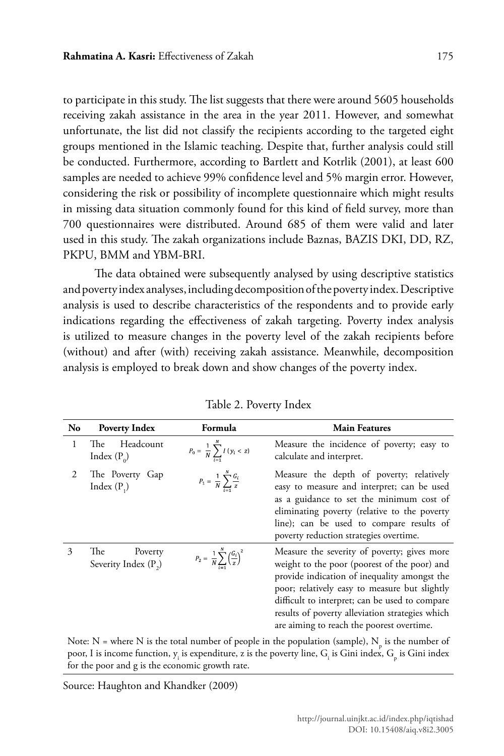to participate in this study. The list suggests that there were around 5605 households receiving zakah assistance in the area in the year 2011. However, and somewhat unfortunate, the list did not classify the recipients according to the targeted eight groups mentioned in the Islamic teaching. Despite that, further analysis could still be conducted. Furthermore, according to Bartlett and Kotrlik (2001), at least 600 samples are needed to achieve 99% confidence level and 5% margin error. However, considering the risk or possibility of incomplete questionnaire which might results in missing data situation commonly found for this kind of field survey, more than 700 questionnaires were distributed. Around 685 of them were valid and later used in this study. The zakah organizations include Baznas, BAZIS DKI, DD, RZ, PKPU, BMM and YBM-BRI.

The data obtained were subsequently analysed by using descriptive statistics and poverty index analyses, including decomposition of the poverty index. Descriptive analysis is used to describe characteristics of the respondents and to provide early indications regarding the effectiveness of zakah targeting. Poverty index analysis is utilized to measure changes in the poverty level of the zakah recipients before (without) and after (with) receiving zakah assistance. Meanwhile, decomposition analysis is employed to break down and show changes of the poverty index.

Table 2. Poverty Index

| No | Poverty Index | Formula | Main Features |
|---|---|---|---|
| 1 | The Headcount Index ($P_0$) | $P_0 = \frac{1}{N}\sum_{i=1}^{N} I\,(y_i < z)$ | Measure the incidence of poverty; easy to calculate and interpret. |
| 2 | The Poverty Gap Index ($P_1$) | $P_1 = \frac{1}{N}\sum_{i=1}^{N}\frac{G_i}{z}$ | Measure the depth of poverty; relatively easy to measure and interpret; can be used as a guidance to set the minimum cost of eliminating poverty (relative to the poverty line); can be used to compare results of poverty reduction strategies overtime. |
| 3 | The Poverty Severity Index ($P_2$) | $P_2 = \frac{1}{N}\sum_{i=1}^{N}\left(\frac{G_i}{z}\right)^2$ | Measure the severity of poverty; gives more weight to the poor (poorest of the poor) and provide indication of inequality amongst the poor; relatively easy to measure but slightly difficult to interpret; can be used to compare results of poverty alleviation strategies which are aiming to reach the poorest overtime. |

Note: N = where N is the total number of people in the population (sample), $N_p$ is the number of poor, I is income function, $y_i$ is expenditure, z is the poverty line, $G_i$ is Gini index, $G_p$ is Gini index for the poor and g is the economic growth rate.

Source: Haughton and Khandker (2009)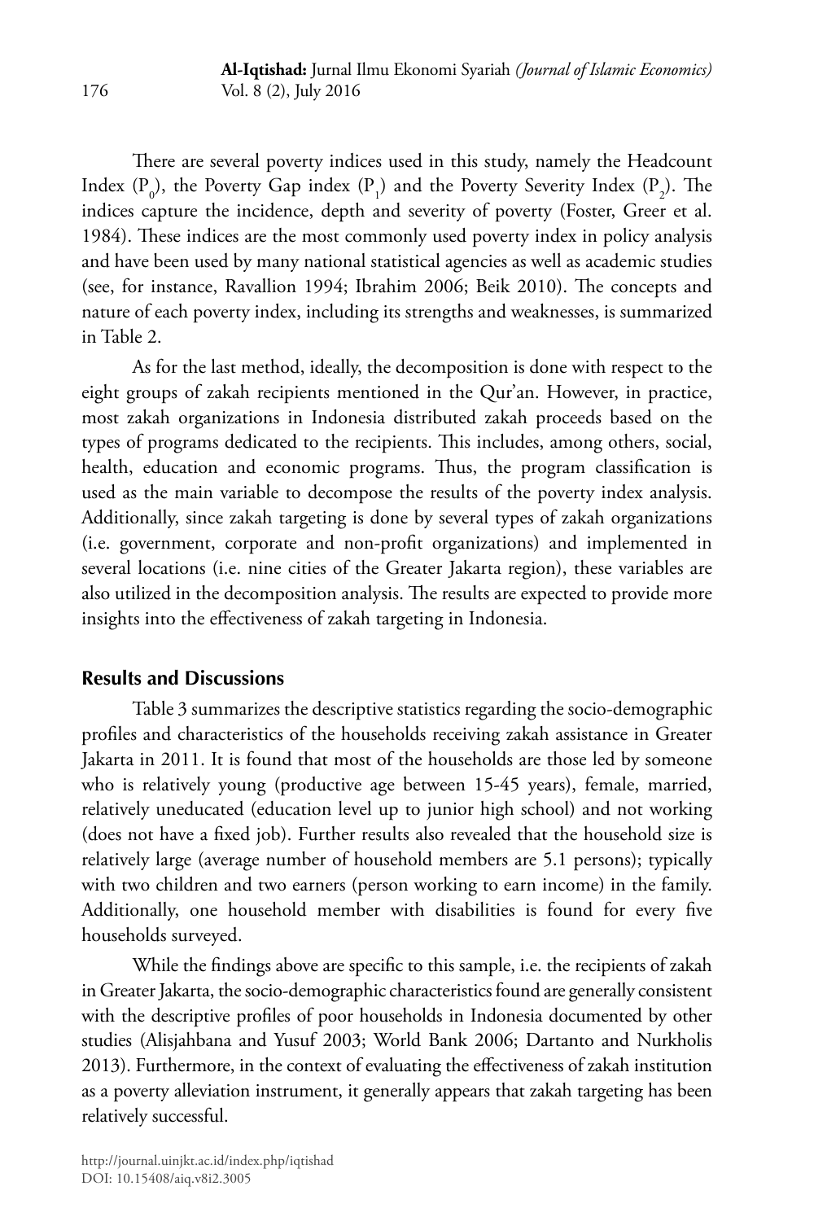There are several poverty indices used in this study, namely the Headcount Index ($P_0$), the Poverty Gap index ($P_1$) and the Poverty Severity Index ($P_2$). The indices capture the incidence, depth and severity of poverty (Foster, Greer et al. 1984). These indices are the most commonly used poverty index in policy analysis and have been used by many national statistical agencies as well as academic studies (see, for instance, Ravallion 1994; Ibrahim 2006; Beik 2010). The concepts and nature of each poverty index, including its strengths and weaknesses, is summarized in Table 2.

As for the last method, ideally, the decomposition is done with respect to the eight groups of zakah recipients mentioned in the Qur'an. However, in practice, most zakah organizations in Indonesia distributed zakah proceeds based on the types of programs dedicated to the recipients. This includes, among others, social, health, education and economic programs. Thus, the program classification is used as the main variable to decompose the results of the poverty index analysis. Additionally, since zakah targeting is done by several types of zakah organizations (i.e. government, corporate and non-profit organizations) and implemented in several locations (i.e. nine cities of the Greater Jakarta region), these variables are also utilized in the decomposition analysis. The results are expected to provide more insights into the effectiveness of zakah targeting in Indonesia.

## Results and Discussions

Table 3 summarizes the descriptive statistics regarding the socio-demographic profiles and characteristics of the households receiving zakah assistance in Greater Jakarta in 2011. It is found that most of the households are those led by someone who is relatively young (productive age between 15-45 years), female, married, relatively uneducated (education level up to junior high school) and not working (does not have a fixed job). Further results also revealed that the household size is relatively large (average number of household members are 5.1 persons); typically with two children and two earners (person working to earn income) in the family. Additionally, one household member with disabilities is found for every five households surveyed.

While the findings above are specific to this sample, i.e. the recipients of zakah in Greater Jakarta, the socio-demographic characteristics found are generally consistent with the descriptive profiles of poor households in Indonesia documented by other studies (Alisjahbana and Yusuf 2003; World Bank 2006; Dartanto and Nurkholis 2013). Furthermore, in the context of evaluating the effectiveness of zakah institution as a poverty alleviation instrument, it generally appears that zakah targeting has been relatively successful.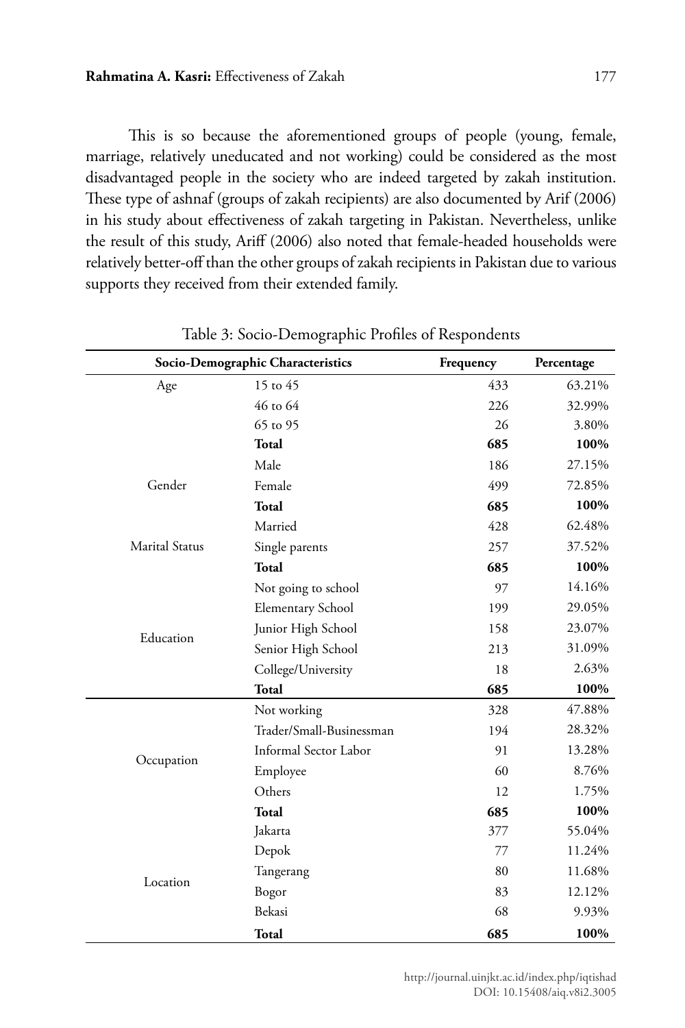This is so because the aforementioned groups of people (young, female, marriage, relatively uneducated and not working) could be considered as the most disadvantaged people in the society who are indeed targeted by zakah institution. These type of ashnaf (groups of zakah recipients) are also documented by Arif (2006) in his study about effectiveness of zakah targeting in Pakistan. Nevertheless, unlike the result of this study, Ariff (2006) also noted that female-headed households were relatively better-off than the other groups of zakah recipients in Pakistan due to various supports they received from their extended family.

Table 3: Socio-Demographic Profiles of Respondents

| Socio-Demographic Characteristics | | Frequency | Percentage |
|---|---|---|---|
| Age | 15 to 45 | 433 | 63.21% |
| | 46 to 64 | 226 | 32.99% |
| | 65 to 95 | 26 | 3.80% |
| | **Total** | **685** | **100%** |
| Gender | Male | 186 | 27.15% |
| | Female | 499 | 72.85% |
| | **Total** | **685** | **100%** |
| Marital Status | Married | 428 | 62.48% |
| | Single parents | 257 | 37.52% |
| | **Total** | **685** | **100%** |
| Education | Not going to school | 97 | 14.16% |
| | Elementary School | 199 | 29.05% |
| | Junior High School | 158 | 23.07% |
| | Senior High School | 213 | 31.09% |
| | College/University | 18 | 2.63% |
| | **Total** | **685** | **100%** |
| Occupation | Not working | 328 | 47.88% |
| | Trader/Small-Businessman | 194 | 28.32% |
| | Informal Sector Labor | 91 | 13.28% |
| | Employee | 60 | 8.76% |
| | Others | 12 | 1.75% |
| | **Total** | **685** | **100%** |
| Location | Jakarta | 377 | 55.04% |
| | Depok | 77 | 11.24% |
| | Tangerang | 80 | 11.68% |
| | Bogor | 83 | 12.12% |
| | Bekasi | 68 | 9.93% |
| | **Total** | **685** | **100%** |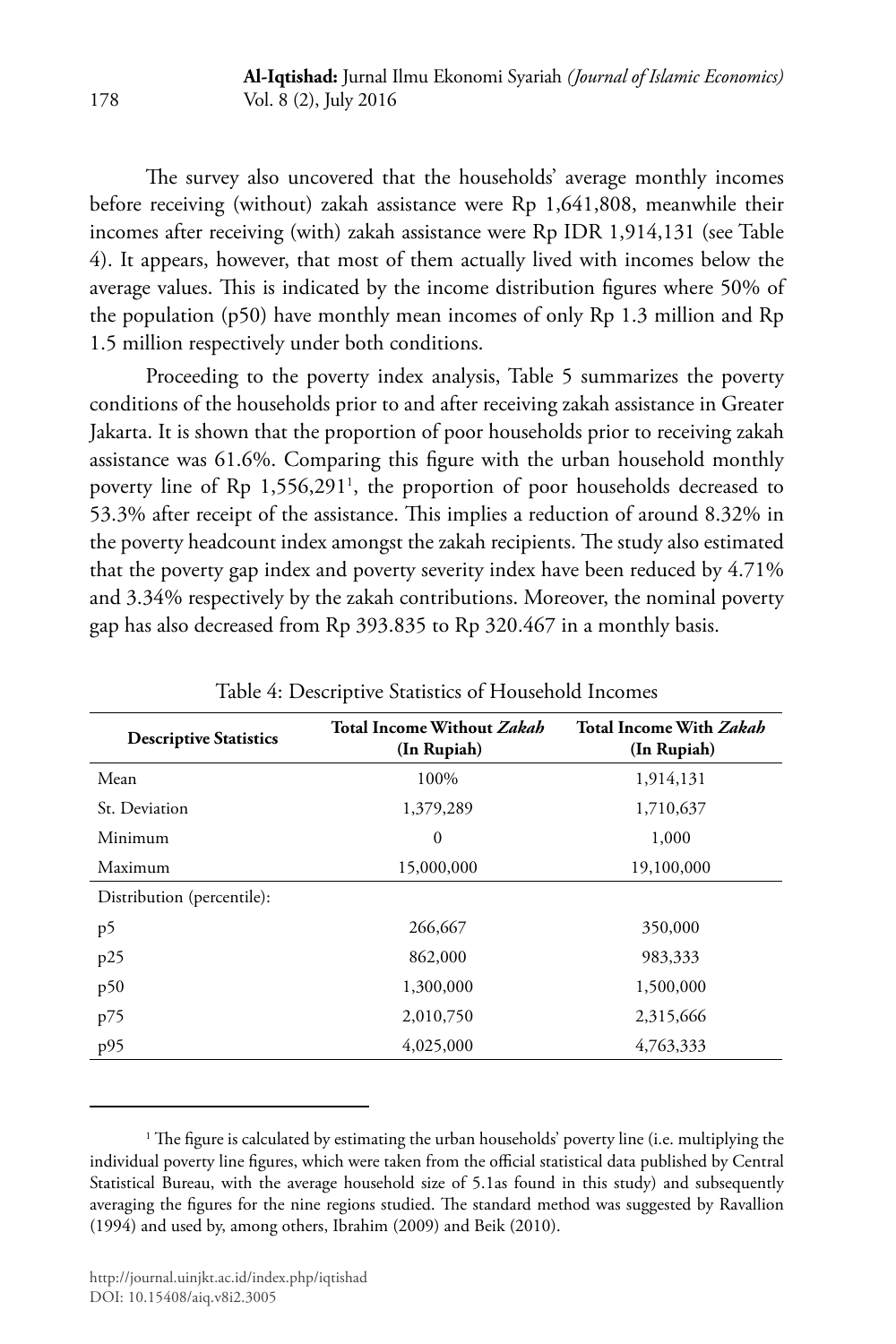The survey also uncovered that the households' average monthly incomes before receiving (without) zakah assistance were Rp 1,641,808, meanwhile their incomes after receiving (with) zakah assistance were Rp IDR 1,914,131 (see Table 4). It appears, however, that most of them actually lived with incomes below the average values. This is indicated by the income distribution figures where 50% of the population (p50) have monthly mean incomes of only Rp 1.3 million and Rp 1.5 million respectively under both conditions.

Proceeding to the poverty index analysis, Table 5 summarizes the poverty conditions of the households prior to and after receiving zakah assistance in Greater Jakarta. It is shown that the proportion of poor households prior to receiving zakah assistance was 61.6%. Comparing this figure with the urban household monthly poverty line of Rp 1,556,291[1], the proportion of poor households decreased to 53.3% after receipt of the assistance. This implies a reduction of around 8.32% in the poverty headcount index amongst the zakah recipients. The study also estimated that the poverty gap index and poverty severity index have been reduced by 4.71% and 3.34% respectively by the zakah contributions. Moreover, the nominal poverty gap has also decreased from Rp 393.835 to Rp 320.467 in a monthly basis.

Table 4: Descriptive Statistics of Household Incomes

| Descriptive Statistics | Total Income Without *Zakah* (In Rupiah) | Total Income With *Zakah* (In Rupiah) |
|---|---|---|
| Mean | 100% | 1,914,131 |
| St. Deviation | 1,379,289 | 1,710,637 |
| Minimum | 0 | 1,000 |
| Maximum | 15,000,000 | 19,100,000 |
| Distribution (percentile): | | |
| p5 | 266,667 | 350,000 |
| p25 | 862,000 | 983,333 |
| p50 | 1,300,000 | 1,500,000 |
| p75 | 2,010,750 | 2,315,666 |
| p95 | 4,025,000 | 4,763,333 |

[1] The figure is calculated by estimating the urban households' poverty line (i.e. multiplying the individual poverty line figures, which were taken from the official statistical data published by Central Statistical Bureau, with the average household size of 5.1as found in this study) and subsequently averaging the figures for the nine regions studied. The standard method was suggested by Ravallion (1994) and used by, among others, Ibrahim (2009) and Beik (2010).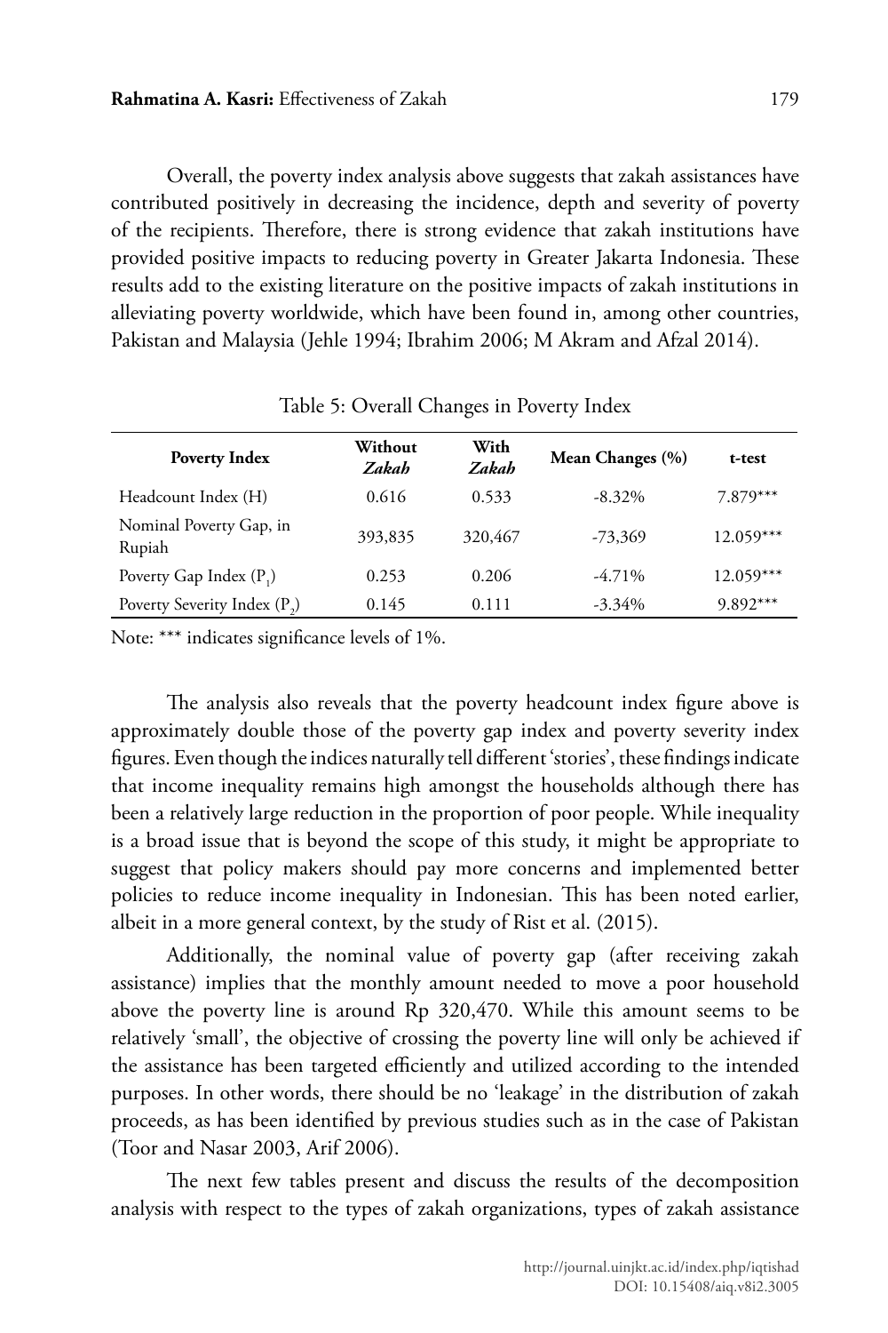Overall, the poverty index analysis above suggests that zakah assistances have contributed positively in decreasing the incidence, depth and severity of poverty of the recipients. Therefore, there is strong evidence that zakah institutions have provided positive impacts to reducing poverty in Greater Jakarta Indonesia. These results add to the existing literature on the positive impacts of zakah institutions in alleviating poverty worldwide, which have been found in, among other countries, Pakistan and Malaysia (Jehle 1994; Ibrahim 2006; M Akram and Afzal 2014).

Table 5: Overall Changes in Poverty Index

| Poverty Index | Without *Zakah* | With *Zakah* | Mean Changes (%) | t-test |
|---|---|---|---|---|
| Headcount Index (H) | 0.616 | 0.533 | -8.32% | 7.879*** |
| Nominal Poverty Gap, in Rupiah | 393,835 | 320,467 | -73,369 | 12.059*** |
| Poverty Gap Index ($P_1$) | 0.253 | 0.206 | -4.71% | 12.059*** |
| Poverty Severity Index ($P_2$) | 0.145 | 0.111 | -3.34% | 9.892*** |

Note: *** indicates significance levels of 1%.

The analysis also reveals that the poverty headcount index figure above is approximately double those of the poverty gap index and poverty severity index figures. Even though the indices naturally tell different 'stories', these findings indicate that income inequality remains high amongst the households although there has been a relatively large reduction in the proportion of poor people. While inequality is a broad issue that is beyond the scope of this study, it might be appropriate to suggest that policy makers should pay more concerns and implemented better policies to reduce income inequality in Indonesian. This has been noted earlier, albeit in a more general context, by the study of Rist et al. (2015).

Additionally, the nominal value of poverty gap (after receiving zakah assistance) implies that the monthly amount needed to move a poor household above the poverty line is around Rp 320,470. While this amount seems to be relatively 'small', the objective of crossing the poverty line will only be achieved if the assistance has been targeted efficiently and utilized according to the intended purposes. In other words, there should be no 'leakage' in the distribution of zakah proceeds, as has been identified by previous studies such as in the case of Pakistan (Toor and Nasar 2003, Arif 2006).

The next few tables present and discuss the results of the decomposition analysis with respect to the types of zakah organizations, types of zakah assistance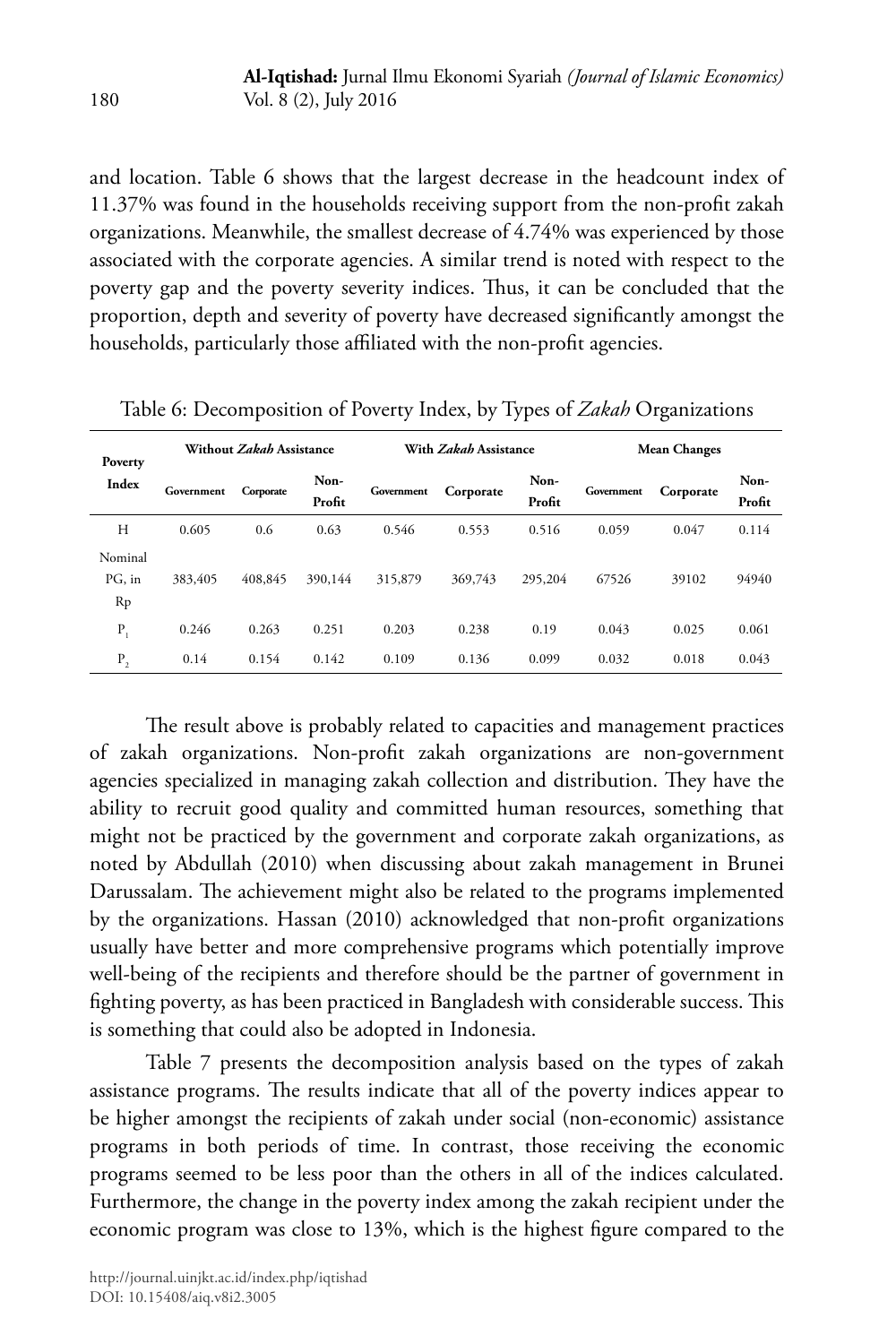and location. Table 6 shows that the largest decrease in the headcount index of 11.37% was found in the households receiving support from the non-profit zakah organizations. Meanwhile, the smallest decrease of 4.74% was experienced by those associated with the corporate agencies. A similar trend is noted with respect to the poverty gap and the poverty severity indices. Thus, it can be concluded that the proportion, depth and severity of poverty have decreased significantly amongst the households, particularly those affiliated with the non-profit agencies.

Table 6: Decomposition of Poverty Index, by Types of *Zakah* Organizations

| Poverty Index | Without *Zakah* Assistance | | | With *Zakah* Assistance | | | Mean Changes | | |
|---|---|---|---|---|---|---|---|---|---|
| | Government | Corporate | Non-Profit | Government | Corporate | Non-Profit | Government | Corporate | Non-Profit |
| H | 0.605 | 0.6 | 0.63 | 0.546 | 0.553 | 0.516 | 0.059 | 0.047 | 0.114 |
| Nominal PG, in Rp | 383,405 | 408,845 | 390,144 | 315,879 | 369,743 | 295,204 | 67526 | 39102 | 94940 |
| $P_1$ | 0.246 | 0.263 | 0.251 | 0.203 | 0.238 | 0.19 | 0.043 | 0.025 | 0.061 |
| $P_2$ | 0.14 | 0.154 | 0.142 | 0.109 | 0.136 | 0.099 | 0.032 | 0.018 | 0.043 |

The result above is probably related to capacities and management practices of zakah organizations. Non-profit zakah organizations are non-government agencies specialized in managing zakah collection and distribution. They have the ability to recruit good quality and committed human resources, something that might not be practiced by the government and corporate zakah organizations, as noted by Abdullah (2010) when discussing about zakah management in Brunei Darussalam. The achievement might also be related to the programs implemented by the organizations. Hassan (2010) acknowledged that non-profit organizations usually have better and more comprehensive programs which potentially improve well-being of the recipients and therefore should be the partner of government in fighting poverty, as has been practiced in Bangladesh with considerable success. This is something that could also be adopted in Indonesia.

Table 7 presents the decomposition analysis based on the types of zakah assistance programs. The results indicate that all of the poverty indices appear to be higher amongst the recipients of zakah under social (non-economic) assistance programs in both periods of time. In contrast, those receiving the economic programs seemed to be less poor than the others in all of the indices calculated. Furthermore, the change in the poverty index among the zakah recipient under the economic program was close to 13%, which is the highest figure compared to the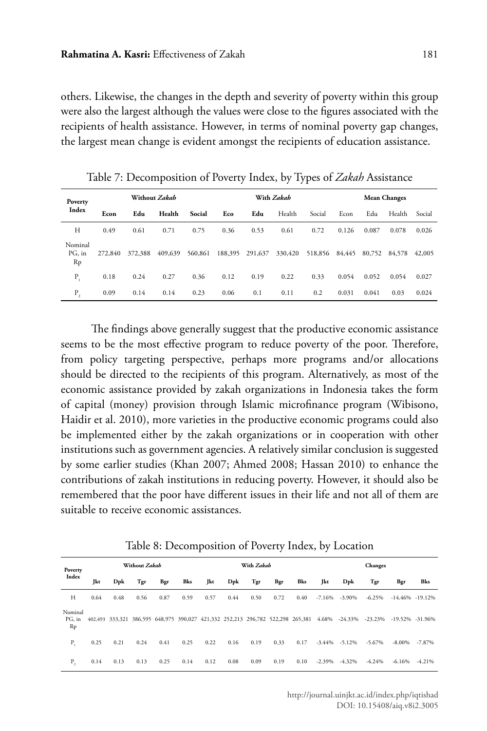others. Likewise, the changes in the depth and severity of poverty within this group were also the largest although the values were close to the figures associated with the recipients of health assistance. However, in terms of nominal poverty gap changes, the largest mean change is evident amongst the recipients of education assistance.

Table 7: Decomposition of Poverty Index, by Types of *Zakah* Assistance

| Poverty Index | Without *Zakah* | | | | With *Zakah* | | | | Mean Changes | | | |
|---|---|---|---|---|---|---|---|---|---|---|---|---|
| | Econ | Edu | Health | Social | Eco | Edu | Health | Social | Econ | Edu | Health | Social |
| H | 0.49 | 0.61 | 0.71 | 0.75 | 0.36 | 0.53 | 0.61 | 0.72 | 0.126 | 0.087 | 0.078 | 0.026 |
| Nominal PG, in Rp | 272,840 | 372,388 | 409,639 | 560,861 | 188,395 | 291,637 | 330,420 | 518,856 | 84,445 | 80,752 | 84,578 | 42,005 |
| $P_1$ | 0.18 | 0.24 | 0.27 | 0.36 | 0.12 | 0.19 | 0.22 | 0.33 | 0.054 | 0.052 | 0.054 | 0.027 |
| $P_2$ | 0.09 | 0.14 | 0.14 | 0.23 | 0.06 | 0.1 | 0.11 | 0.2 | 0.031 | 0.041 | 0.03 | 0.024 |

The findings above generally suggest that the productive economic assistance seems to be the most effective program to reduce poverty of the poor. Therefore, from policy targeting perspective, perhaps more programs and/or allocations should be directed to the recipients of this program. Alternatively, as most of the economic assistance provided by zakah organizations in Indonesia takes the form of capital (money) provision through Islamic microfinance program (Wibisono, Haidir et al. 2010), more varieties in the productive economic programs could also be implemented either by the zakah organizations or in cooperation with other institutions such as government agencies. A relatively similar conclusion is suggested by some earlier studies (Khan 2007; Ahmed 2008; Hassan 2010) to enhance the contributions of zakah institutions in reducing poverty. However, it should also be remembered that the poor have different issues in their life and not all of them are suitable to receive economic assistances.

Table 8: Decomposition of Poverty Index, by Location

| Poverty Index | Without *Zakah* | | | | | With *Zakah* | | | | | Changes | | | | |
|---|---|---|---|---|---|---|---|---|---|---|---|---|---|---|---|
| | Jkt | Dpk | Tgr | Bgr | Bks | Jkt | Dpk | Tgr | Bgr | Bks | Jkt | Dpk | Tgr | Bgr | Bks |
| H | 0.64 | 0.48 | 0.56 | 0.87 | 0.59 | 0.57 | 0.44 | 0.50 | 0.72 | 0.40 | -7.16% | -3.90% | -6.25% | -14.46% | -19.12% |
| Nominal PG, in Rp | 402,493 | 333,321 | 386,595 | 648,975 | 390,027 | 421,332 | 252,213 | 296,782 | 522,298 | 265,381 | 4.68% | -24.33% | -23.23% | -19.52% | -31.96% |
| $P_1$ | 0.25 | 0.21 | 0.24 | 0.41 | 0.25 | 0.22 | 0.16 | 0.19 | 0.33 | 0.17 | -3.44% | -5.12% | -5.67% | -8.00% | -7.87% |
| $P_2$ | 0.14 | 0.13 | 0.13 | 0.25 | 0.14 | 0.12 | 0.08 | 0.09 | 0.19 | 0.10 | -2.39% | -4.32% | -4.24% | -6.16% | -4.21% |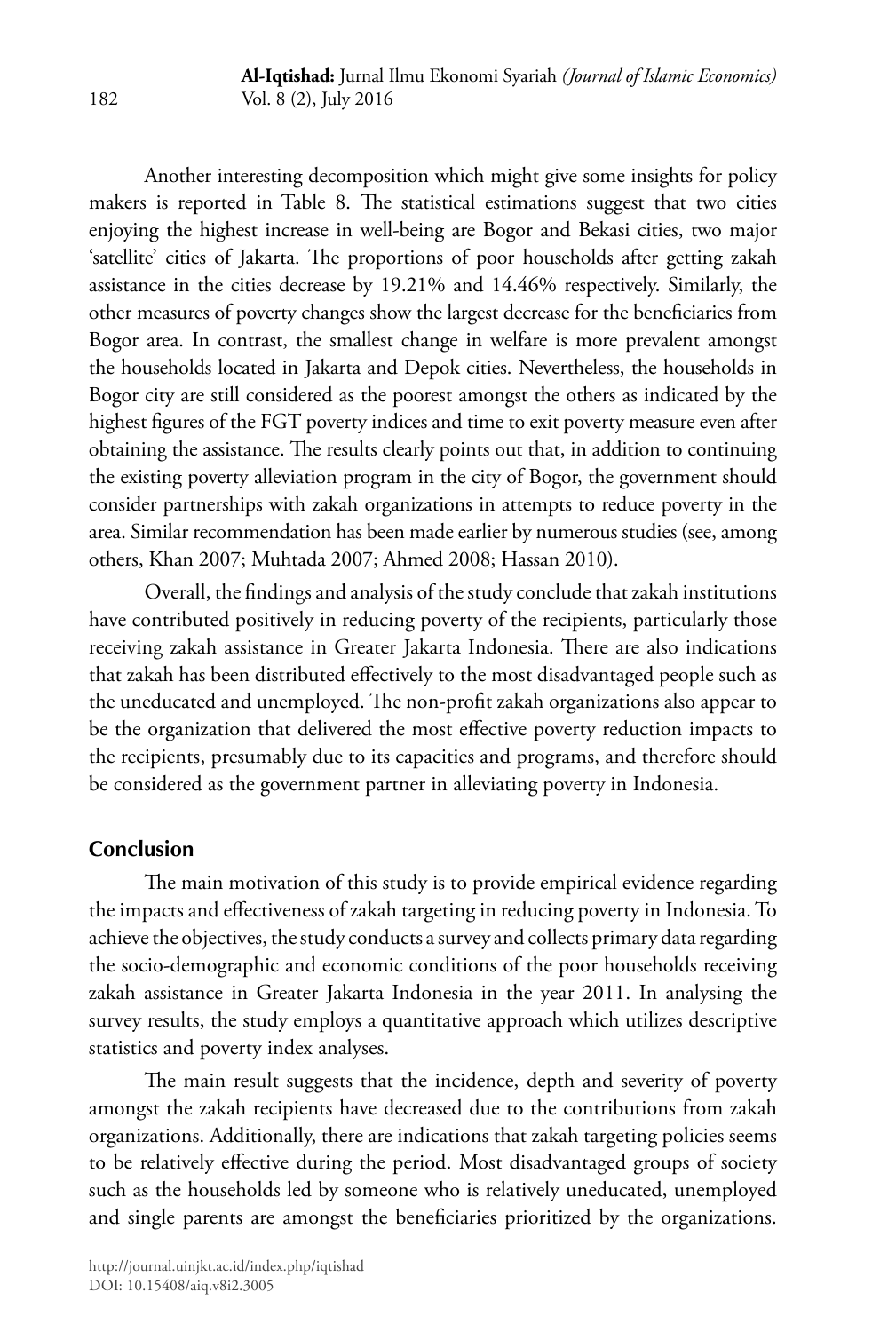Another interesting decomposition which might give some insights for policy makers is reported in Table 8. The statistical estimations suggest that two cities enjoying the highest increase in well-being are Bogor and Bekasi cities, two major 'satellite' cities of Jakarta. The proportions of poor households after getting zakah assistance in the cities decrease by 19.21% and 14.46% respectively. Similarly, the other measures of poverty changes show the largest decrease for the beneficiaries from Bogor area. In contrast, the smallest change in welfare is more prevalent amongst the households located in Jakarta and Depok cities. Nevertheless, the households in Bogor city are still considered as the poorest amongst the others as indicated by the highest figures of the FGT poverty indices and time to exit poverty measure even after obtaining the assistance. The results clearly points out that, in addition to continuing the existing poverty alleviation program in the city of Bogor, the government should consider partnerships with zakah organizations in attempts to reduce poverty in the area. Similar recommendation has been made earlier by numerous studies (see, among others, Khan 2007; Muhtada 2007; Ahmed 2008; Hassan 2010).

Overall, the findings and analysis of the study conclude that zakah institutions have contributed positively in reducing poverty of the recipients, particularly those receiving zakah assistance in Greater Jakarta Indonesia. There are also indications that zakah has been distributed effectively to the most disadvantaged people such as the uneducated and unemployed. The non-profit zakah organizations also appear to be the organization that delivered the most effective poverty reduction impacts to the recipients, presumably due to its capacities and programs, and therefore should be considered as the government partner in alleviating poverty in Indonesia.

## Conclusion

The main motivation of this study is to provide empirical evidence regarding the impacts and effectiveness of zakah targeting in reducing poverty in Indonesia. To achieve the objectives, the study conducts a survey and collects primary data regarding the socio-demographic and economic conditions of the poor households receiving zakah assistance in Greater Jakarta Indonesia in the year 2011. In analysing the survey results, the study employs a quantitative approach which utilizes descriptive statistics and poverty index analyses.

The main result suggests that the incidence, depth and severity of poverty amongst the zakah recipients have decreased due to the contributions from zakah organizations. Additionally, there are indications that zakah targeting policies seems to be relatively effective during the period. Most disadvantaged groups of society such as the households led by someone who is relatively uneducated, unemployed and single parents are amongst the beneficiaries prioritized by the organizations.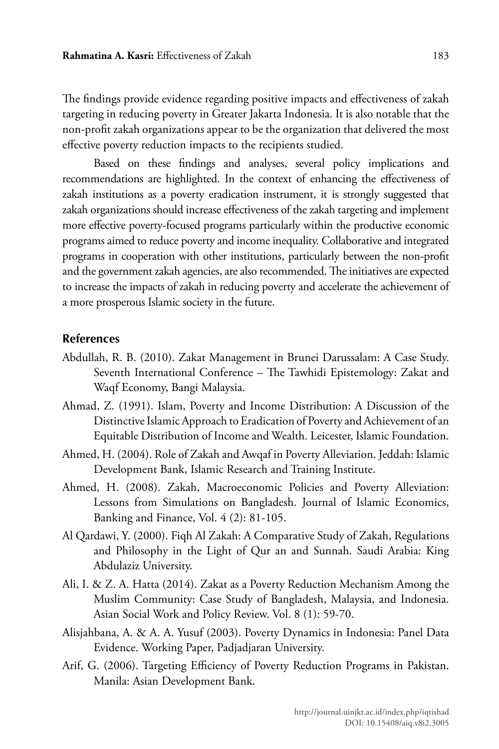The findings provide evidence regarding positive impacts and effectiveness of zakah targeting in reducing poverty in Greater Jakarta Indonesia. It is also notable that the non-profit zakah organizations appear to be the organization that delivered the most effective poverty reduction impacts to the recipients studied.

Based on these findings and analyses, several policy implications and recommendations are highlighted. In the context of enhancing the effectiveness of zakah institutions as a poverty eradication instrument, it is strongly suggested that zakah organizations should increase effectiveness of the zakah targeting and implement more effective poverty-focused programs particularly within the productive economic programs aimed to reduce poverty and income inequality. Collaborative and integrated programs in cooperation with other institutions, particularly between the non-profit and the government zakah agencies, are also recommended. The initiatives are expected to increase the impacts of zakah in reducing poverty and accelerate the achievement of a more prosperous Islamic society in the future.

## References

Abdullah, R. B. (2010). Zakat Management in Brunei Darussalam: A Case Study. Seventh International Conference – The Tawhidi Epistemology: Zakat and Waqf Economy, Bangi Malaysia.

Ahmad, Z. (1991). Islam, Poverty and Income Distribution: A Discussion of the Distinctive Islamic Approach to Eradication of Poverty and Achievement of an Equitable Distribution of Income and Wealth. Leicester, Islamic Foundation.

Ahmed, H. (2004). Role of Zakah and Awqaf in Poverty Alleviation. Jeddah: Islamic Development Bank, Islamic Research and Training Institute.

Ahmed, H. (2008). Zakah, Macroeconomic Policies and Poverty Alleviation: Lessons from Simulations on Bangladesh. Journal of Islamic Economics, Banking and Finance, Vol. 4 (2): 81-105.

Al Qardawi, Y. (2000). Fiqh Al Zakah: A Comparative Study of Zakah, Regulations and Philosophy in the Light of Qur an and Sunnah. Saudi Arabia: King Abdulaziz University.

Ali, I. & Z. A. Hatta (2014). Zakat as a Poverty Reduction Mechanism Among the Muslim Community: Case Study of Bangladesh, Malaysia, and Indonesia. Asian Social Work and Policy Review. Vol. 8 (1): 59-70.

Alisjahbana, A. & A. A. Yusuf (2003). Poverty Dynamics in Indonesia: Panel Data Evidence. Working Paper, Padjadjaran University.

Arif, G. (2006). Targeting Efficiency of Poverty Reduction Programs in Pakistan. Manila: Asian Development Bank.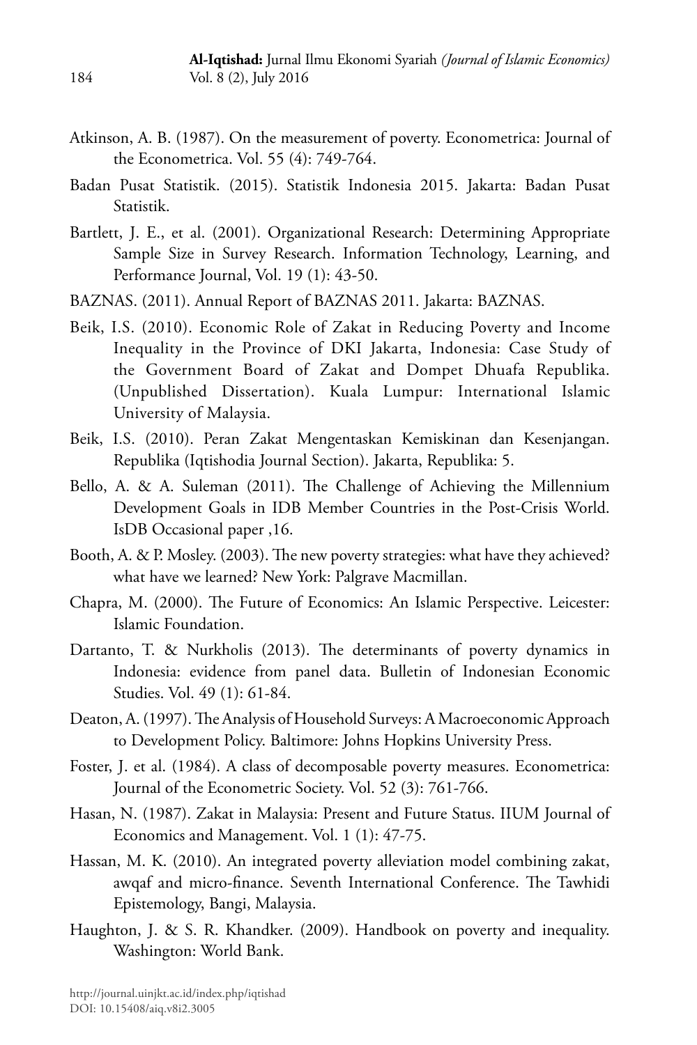Atkinson, A. B. (1987). On the measurement of poverty. Econometrica: Journal of the Econometrica. Vol. 55 (4): 749-764.

Badan Pusat Statistik. (2015). Statistik Indonesia 2015. Jakarta: Badan Pusat Statistik.

Bartlett, J. E., et al. (2001). Organizational Research: Determining Appropriate Sample Size in Survey Research. Information Technology, Learning, and Performance Journal, Vol. 19 (1): 43-50.

BAZNAS. (2011). Annual Report of BAZNAS 2011. Jakarta: BAZNAS.

Beik, I.S. (2010). Economic Role of Zakat in Reducing Poverty and Income Inequality in the Province of DKI Jakarta, Indonesia: Case Study of the Government Board of Zakat and Dompet Dhuafa Republika. (Unpublished Dissertation). Kuala Lumpur: International Islamic University of Malaysia.

Beik, I.S. (2010). Peran Zakat Mengentaskan Kemiskinan dan Kesenjangan. Republika (Iqtishodia Journal Section). Jakarta, Republika: 5.

Bello, A. & A. Suleman (2011). The Challenge of Achieving the Millennium Development Goals in IDB Member Countries in the Post-Crisis World. IsDB Occasional paper ,16.

Booth, A. & P. Mosley. (2003). The new poverty strategies: what have they achieved? what have we learned? New York: Palgrave Macmillan.

Chapra, M. (2000). The Future of Economics: An Islamic Perspective. Leicester: Islamic Foundation.

Dartanto, T. & Nurkholis (2013). The determinants of poverty dynamics in Indonesia: evidence from panel data. Bulletin of Indonesian Economic Studies. Vol. 49 (1): 61-84.

Deaton, A. (1997). The Analysis of Household Surveys: A Macroeconomic Approach to Development Policy. Baltimore: Johns Hopkins University Press.

Foster, J. et al. (1984). A class of decomposable poverty measures. Econometrica: Journal of the Econometric Society. Vol. 52 (3): 761-766.

Hasan, N. (1987). Zakat in Malaysia: Present and Future Status. IIUM Journal of Economics and Management. Vol. 1 (1): 47-75.

Hassan, M. K. (2010). An integrated poverty alleviation model combining zakat, awqaf and micro-finance. Seventh International Conference. The Tawhidi Epistemology, Bangi, Malaysia.

Haughton, J. & S. R. Khandker. (2009). Handbook on poverty and inequality. Washington: World Bank.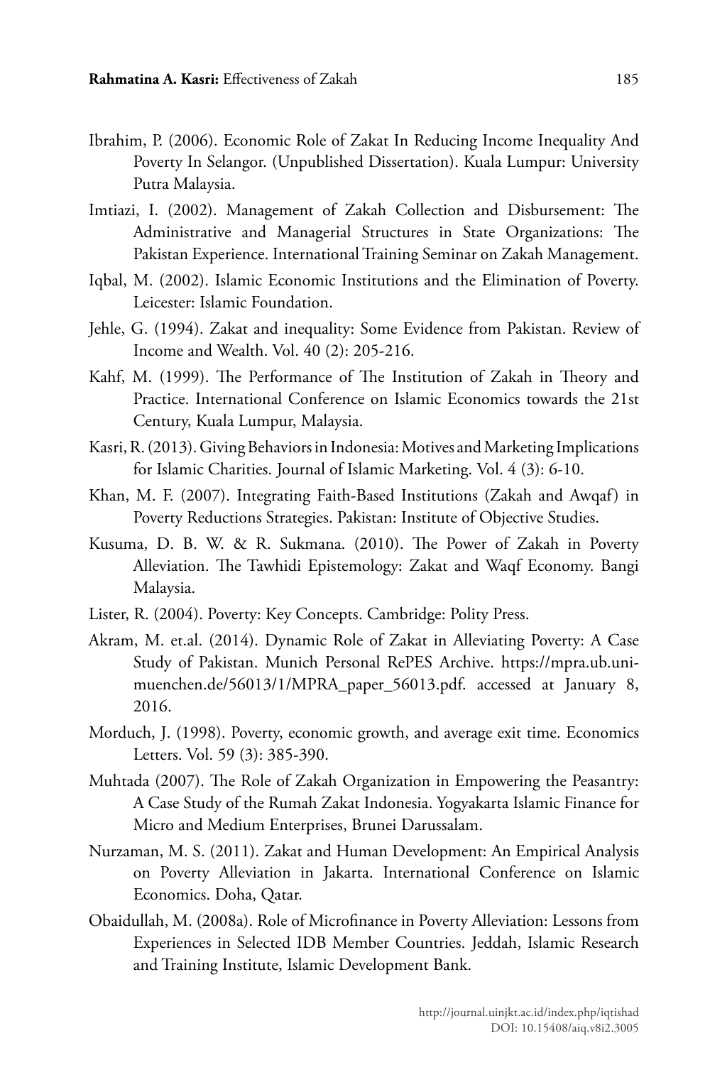Ibrahim, P. (2006). Economic Role of Zakat In Reducing Income Inequality And Poverty In Selangor. (Unpublished Dissertation). Kuala Lumpur: University Putra Malaysia.

Imtiazi, I. (2002). Management of Zakah Collection and Disbursement: The Administrative and Managerial Structures in State Organizations: The Pakistan Experience. International Training Seminar on Zakah Management.

Iqbal, M. (2002). Islamic Economic Institutions and the Elimination of Poverty. Leicester: Islamic Foundation.

Jehle, G. (1994). Zakat and inequality: Some Evidence from Pakistan. Review of Income and Wealth. Vol. 40 (2): 205-216.

Kahf, M. (1999). The Performance of The Institution of Zakah in Theory and Practice. International Conference on Islamic Economics towards the 21st Century, Kuala Lumpur, Malaysia.

Kasri, R. (2013). Giving Behaviors in Indonesia: Motives and Marketing Implications for Islamic Charities. Journal of Islamic Marketing. Vol. 4 (3): 6-10.

Khan, M. F. (2007). Integrating Faith-Based Institutions (Zakah and Awqaf) in Poverty Reductions Strategies. Pakistan: Institute of Objective Studies.

Kusuma, D. B. W. & R. Sukmana. (2010). The Power of Zakah in Poverty Alleviation. The Tawhidi Epistemology: Zakat and Waqf Economy. Bangi Malaysia.

Lister, R. (2004). Poverty: Key Concepts. Cambridge: Polity Press.

Akram, M. et.al. (2014). Dynamic Role of Zakat in Alleviating Poverty: A Case Study of Pakistan. Munich Personal RePES Archive. https://mpra.ub.uni-muenchen.de/56013/1/MPRA_paper_56013.pdf. accessed at January 8, 2016.

Morduch, J. (1998). Poverty, economic growth, and average exit time. Economics Letters. Vol. 59 (3): 385-390.

Muhtada (2007). The Role of Zakah Organization in Empowering the Peasantry: A Case Study of the Rumah Zakat Indonesia. Yogyakarta Islamic Finance for Micro and Medium Enterprises, Brunei Darussalam.

Nurzaman, M. S. (2011). Zakat and Human Development: An Empirical Analysis on Poverty Alleviation in Jakarta. International Conference on Islamic Economics. Doha, Qatar.

Obaidullah, M. (2008a). Role of Microfinance in Poverty Alleviation: Lessons from Experiences in Selected IDB Member Countries. Jeddah, Islamic Research and Training Institute, Islamic Development Bank.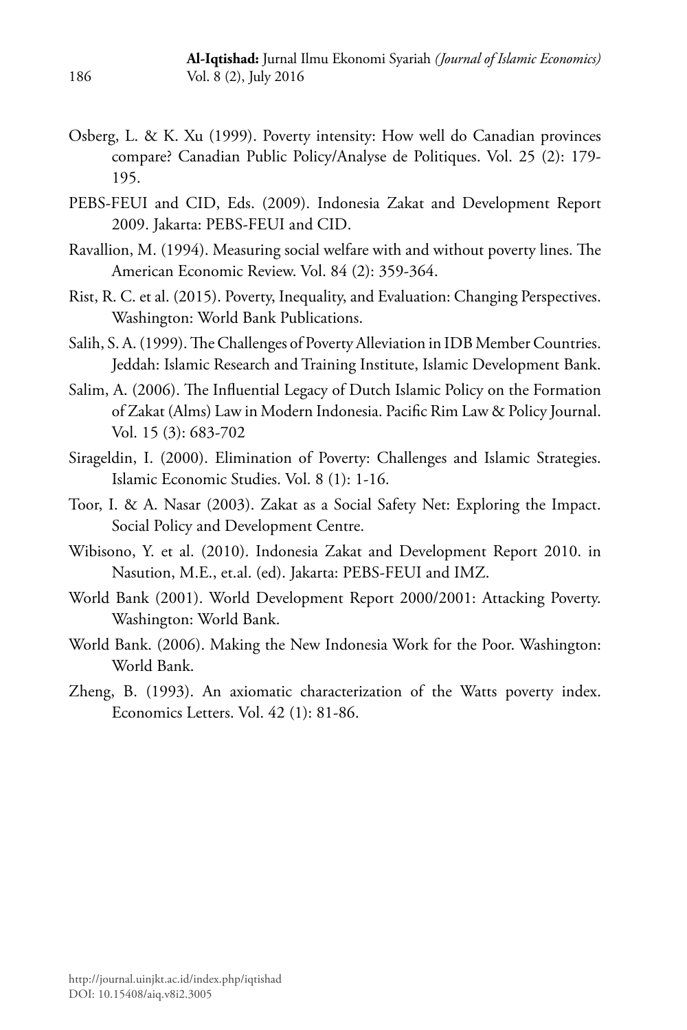Osberg, L. & K. Xu (1999). Poverty intensity: How well do Canadian provinces compare? Canadian Public Policy/Analyse de Politiques. Vol. 25 (2): 179-195.

PEBS-FEUI and CID, Eds. (2009). Indonesia Zakat and Development Report 2009. Jakarta: PEBS-FEUI and CID.

Ravallion, M. (1994). Measuring social welfare with and without poverty lines. The American Economic Review. Vol. 84 (2): 359-364.

Rist, R. C. et al. (2015). Poverty, Inequality, and Evaluation: Changing Perspectives. Washington: World Bank Publications.

Salih, S. A. (1999). The Challenges of Poverty Alleviation in IDB Member Countries. Jeddah: Islamic Research and Training Institute, Islamic Development Bank.

Salim, A. (2006). The Influential Legacy of Dutch Islamic Policy on the Formation of Zakat (Alms) Law in Modern Indonesia. Pacific Rim Law & Policy Journal. Vol. 15 (3): 683-702

Sirageldin, I. (2000). Elimination of Poverty: Challenges and Islamic Strategies. Islamic Economic Studies. Vol. 8 (1): 1-16.

Toor, I. & A. Nasar (2003). Zakat as a Social Safety Net: Exploring the Impact. Social Policy and Development Centre.

Wibisono, Y. et al. (2010). Indonesia Zakat and Development Report 2010. in Nasution, M.E., et.al. (ed). Jakarta: PEBS-FEUI and IMZ.

World Bank (2001). World Development Report 2000/2001: Attacking Poverty. Washington: World Bank.

World Bank. (2006). Making the New Indonesia Work for the Poor. Washington: World Bank.

Zheng, B. (1993). An axiomatic characterization of the Watts poverty index. Economics Letters. Vol. 42 (1): 81-86.